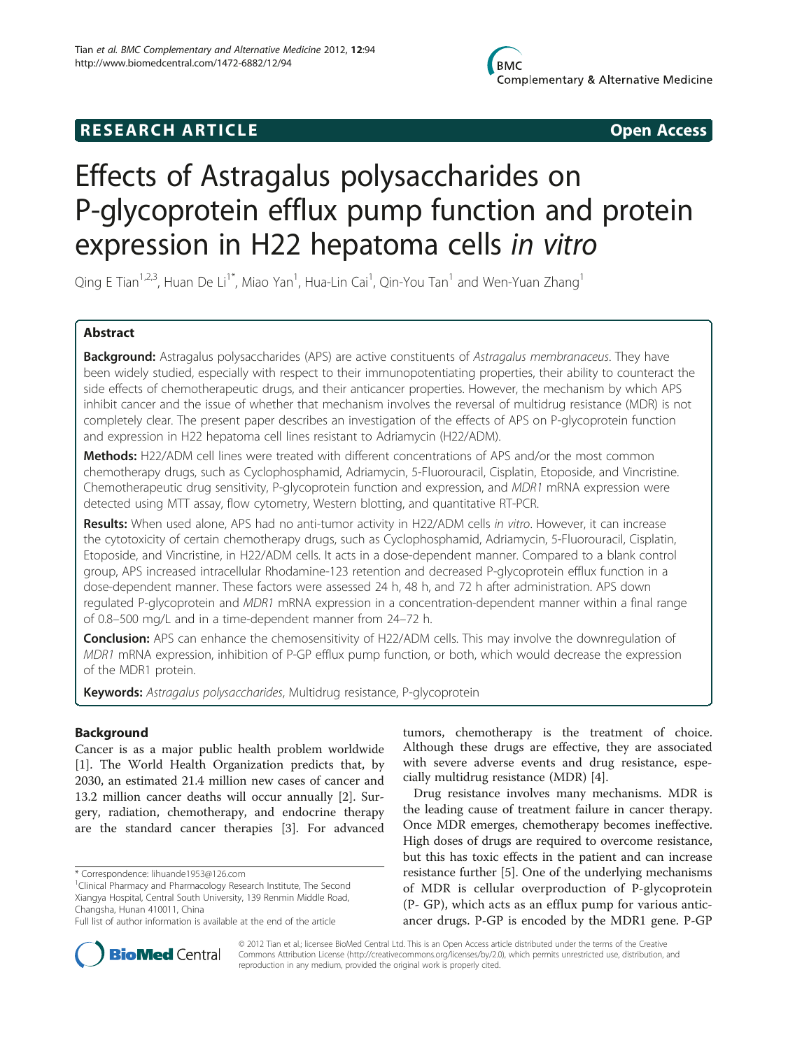**RESEARCH ARTICLE** **Open Access**

# Effects of Astragalus polysaccharides on P-glycoprotein efflux pump function and protein expression in H22 hepatoma cells *in vitro*

Qing E Tian[1,2,3], Huan De Li[1*], Miao Yan[1], Hua-Lin Cai[1], Qin-You Tan[1] and Wen-Yuan Zhang[1]

## Abstract

**Background:** Astragalus polysaccharides (APS) are active constituents of *Astragalus membranaceus*. They have been widely studied, especially with respect to their immunopotentiating properties, their ability to counteract the side effects of chemotherapeutic drugs, and their anticancer properties. However, the mechanism by which APS inhibit cancer and the issue of whether that mechanism involves the reversal of multidrug resistance (MDR) is not completely clear. The present paper describes an investigation of the effects of APS on P-glycoprotein function and expression in H22 hepatoma cell lines resistant to Adriamycin (H22/ADM).

**Methods:** H22/ADM cell lines were treated with different concentrations of APS and/or the most common chemotherapy drugs, such as Cyclophosphamid, Adriamycin, 5-Fluorouracil, Cisplatin, Etoposide, and Vincristine. Chemotherapeutic drug sensitivity, P-glycoprotein function and expression, and *MDR1* mRNA expression were detected using MTT assay, flow cytometry, Western blotting, and quantitative RT-PCR.

**Results:** When used alone, APS had no anti-tumor activity in H22/ADM cells *in vitro*. However, it can increase the cytotoxicity of certain chemotherapy drugs, such as Cyclophosphamid, Adriamycin, 5-Fluorouracil, Cisplatin, Etoposide, and Vincristine, in H22/ADM cells. It acts in a dose-dependent manner. Compared to a blank control group, APS increased intracellular Rhodamine-123 retention and decreased P-glycoprotein efflux function in a dose-dependent manner. These factors were assessed 24 h, 48 h, and 72 h after administration. APS down regulated P-glycoprotein and *MDR1* mRNA expression in a concentration-dependent manner within a final range of 0.8–500 mg/L and in a time-dependent manner from 24–72 h.

**Conclusion:** APS can enhance the chemosensitivity of H22/ADM cells. This may involve the downregulation of *MDR1* mRNA expression, inhibition of P-GP efflux pump function, or both, which would decrease the expression of the MDR1 protein.

**Keywords:** *Astragalus polysaccharides*, Multidrug resistance, P-glycoprotein

## Background

Cancer is as a major public health problem worldwide [1]. The World Health Organization predicts that, by 2030, an estimated 21.4 million new cases of cancer and 13.2 million cancer deaths will occur annually [2]. Surgery, radiation, chemotherapy, and endocrine therapy are the standard cancer therapies [3]. For advanced tumors, chemotherapy is the treatment of choice. Although these drugs are effective, they are associated with severe adverse events and drug resistance, especially multidrug resistance (MDR) [4].

Drug resistance involves many mechanisms. MDR is the leading cause of treatment failure in cancer therapy. Once MDR emerges, chemotherapy becomes ineffective. High doses of drugs are required to overcome resistance, but this has toxic effects in the patient and can increase resistance further [5]. One of the underlying mechanisms of MDR is cellular overproduction of P-glycoprotein (P- GP), which acts as an efflux pump for various anticancer drugs. P-GP is encoded by the MDR1 gene. P-GP

\* Correspondence: lihuande1953@126.com
[1]Clinical Pharmacy and Pharmacology Research Institute, The Second Xiangya Hospital, Central South University, 139 Renmin Middle Road, Changsha, Hunan 410011, China
Full list of author information is available at the end of the article

© 2012 Tian et al.; licensee BioMed Central Ltd. This is an Open Access article distributed under the terms of the Creative Commons Attribution License (http://creativecommons.org/licenses/by/2.0), which permits unrestricted use, distribution, and reproduction in any medium, provided the original work is properly cited.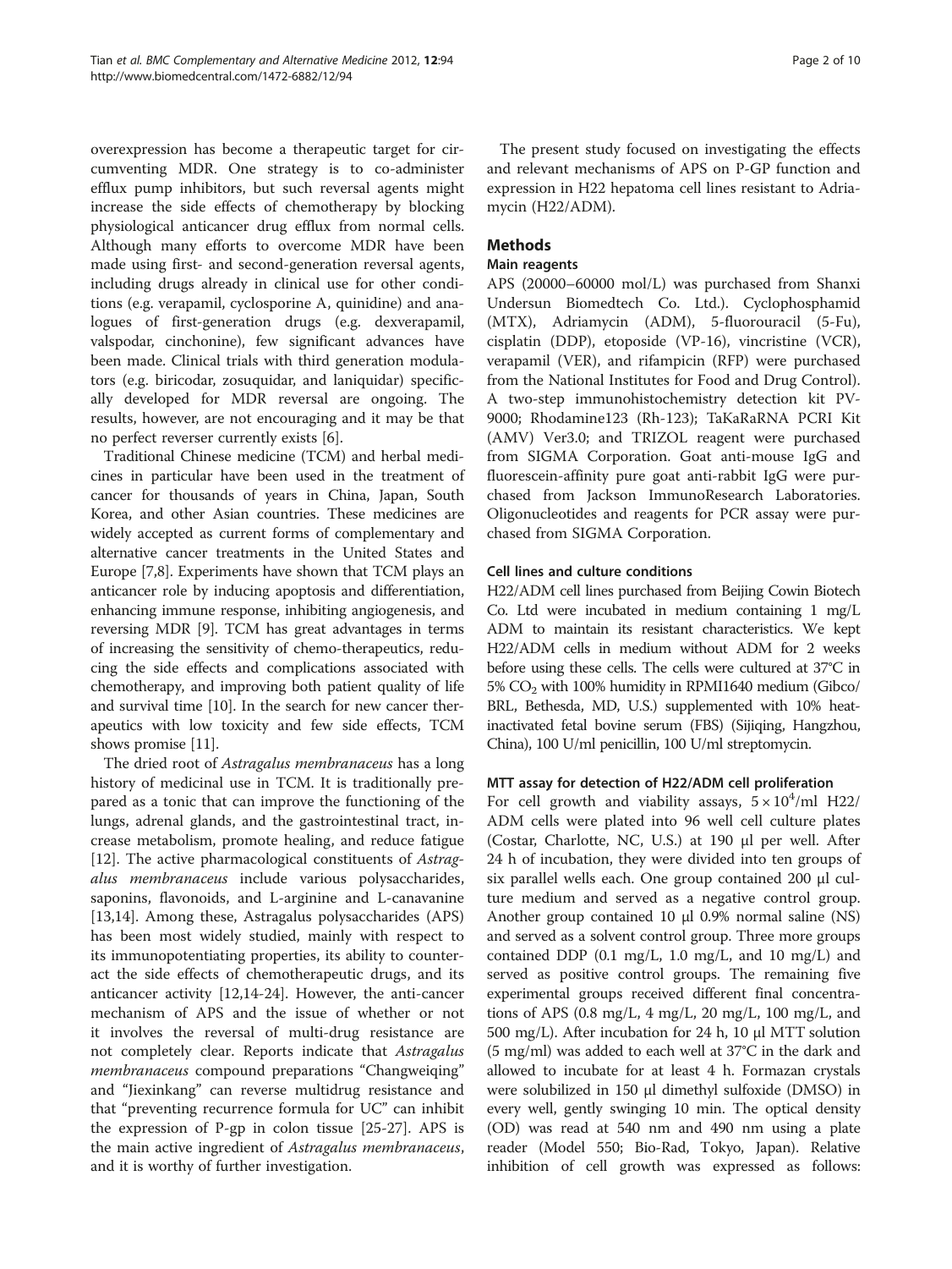overexpression has become a therapeutic target for circumventing MDR. One strategy is to co-administer efflux pump inhibitors, but such reversal agents might increase the side effects of chemotherapy by blocking physiological anticancer drug efflux from normal cells. Although many efforts to overcome MDR have been made using first- and second-generation reversal agents, including drugs already in clinical use for other conditions (e.g. verapamil, cyclosporine A, quinidine) and analogues of first-generation drugs (e.g. dexverapamil, valspodar, cinchonine), few significant advances have been made. Clinical trials with third generation modulators (e.g. biricodar, zosuquidar, and laniquidar) specifically developed for MDR reversal are ongoing. The results, however, are not encouraging and it may be that no perfect reverser currently exists [6].

Traditional Chinese medicine (TCM) and herbal medicines in particular have been used in the treatment of cancer for thousands of years in China, Japan, South Korea, and other Asian countries. These medicines are widely accepted as current forms of complementary and alternative cancer treatments in the United States and Europe [7,8]. Experiments have shown that TCM plays an anticancer role by inducing apoptosis and differentiation, enhancing immune response, inhibiting angiogenesis, and reversing MDR [9]. TCM has great advantages in terms of increasing the sensitivity of chemo-therapeutics, reducing the side effects and complications associated with chemotherapy, and improving both patient quality of life and survival time [10]. In the search for new cancer therapeutics with low toxicity and few side effects, TCM shows promise [11].

The dried root of *Astragalus membranaceus* has a long history of medicinal use in TCM. It is traditionally prepared as a tonic that can improve the functioning of the lungs, adrenal glands, and the gastrointestinal tract, increase metabolism, promote healing, and reduce fatigue [12]. The active pharmacological constituents of *Astragalus membranaceus* include various polysaccharides, saponins, flavonoids, and L-arginine and L-canavanine [13,14]. Among these, Astragalus polysaccharides (APS) has been most widely studied, mainly with respect to its immunopotentiating properties, its ability to counteract the side effects of chemotherapeutic drugs, and its anticancer activity [12,14-24]. However, the anti-cancer mechanism of APS and the issue of whether or not it involves the reversal of multi-drug resistance are not completely clear. Reports indicate that *Astragalus membranaceus* compound preparations "Changweiqing" and "Jiexinkang" can reverse multidrug resistance and that "preventing recurrence formula for UC" can inhibit the expression of P-gp in colon tissue [25-27]. APS is the main active ingredient of *Astragalus membranaceus*, and it is worthy of further investigation.

The present study focused on investigating the effects and relevant mechanisms of APS on P-GP function and expression in H22 hepatoma cell lines resistant to Adriamycin (H22/ADM).

## Methods

### Main reagents

APS (20000–60000 mol/L) was purchased from Shanxi Undersun Biomedtech Co. Ltd.). Cyclophosphamid (MTX), Adriamycin (ADM), 5-fluorouracil (5-Fu), cisplatin (DDP), etoposide (VP-16), vincristine (VCR), verapamil (VER), and rifampicin (RFP) were purchased from the National Institutes for Food and Drug Control). A two-step immunohistochemistry detection kit PV-9000; Rhodamine123 (Rh-123); TaKaRaRNA PCRI Kit (AMV) Ver3.0; and TRIZOL reagent were purchased from SIGMA Corporation. Goat anti-mouse IgG and fluorescein-affinity pure goat anti-rabbit IgG were purchased from Jackson ImmunoResearch Laboratories. Oligonucleotides and reagents for PCR assay were purchased from SIGMA Corporation.

### Cell lines and culture conditions

H22/ADM cell lines purchased from Beijing Cowin Biotech Co. Ltd were incubated in medium containing 1 mg/L ADM to maintain its resistant characteristics. We kept H22/ADM cells in medium without ADM for 2 weeks before using these cells. The cells were cultured at 37°C in 5% $CO_2$ with 100% humidity in RPMI1640 medium (Gibco/BRL, Bethesda, MD, U.S.) supplemented with 10% heat-inactivated fetal bovine serum (FBS) (Sijiqing, Hangzhou, China), 100 U/ml penicillin, 100 U/ml streptomycin.

### MTT assay for detection of H22/ADM cell proliferation

For cell growth and viability assays, $5 \times 10^4$/ml H22/ADM cells were plated into 96 well cell culture plates (Costar, Charlotte, NC, U.S.) at 190 μl per well. After 24 h of incubation, they were divided into ten groups of six parallel wells each. One group contained 200 μl culture medium and served as a negative control group. Another group contained 10 μl 0.9% normal saline (NS) and served as a solvent control group. Three more groups contained DDP (0.1 mg/L, 1.0 mg/L, and 10 mg/L) and served as positive control groups. The remaining five experimental groups received different final concentrations of APS (0.8 mg/L, 4 mg/L, 20 mg/L, 100 mg/L, and 500 mg/L). After incubation for 24 h, 10 μl MTT solution (5 mg/ml) was added to each well at 37°C in the dark and allowed to incubate for at least 4 h. Formazan crystals were solubilized in 150 μl dimethyl sulfoxide (DMSO) in every well, gently swinging 10 min. The optical density (OD) was read at 540 nm and 490 nm using a plate reader (Model 550; Bio-Rad, Tokyo, Japan). Relative inhibition of cell growth was expressed as follows: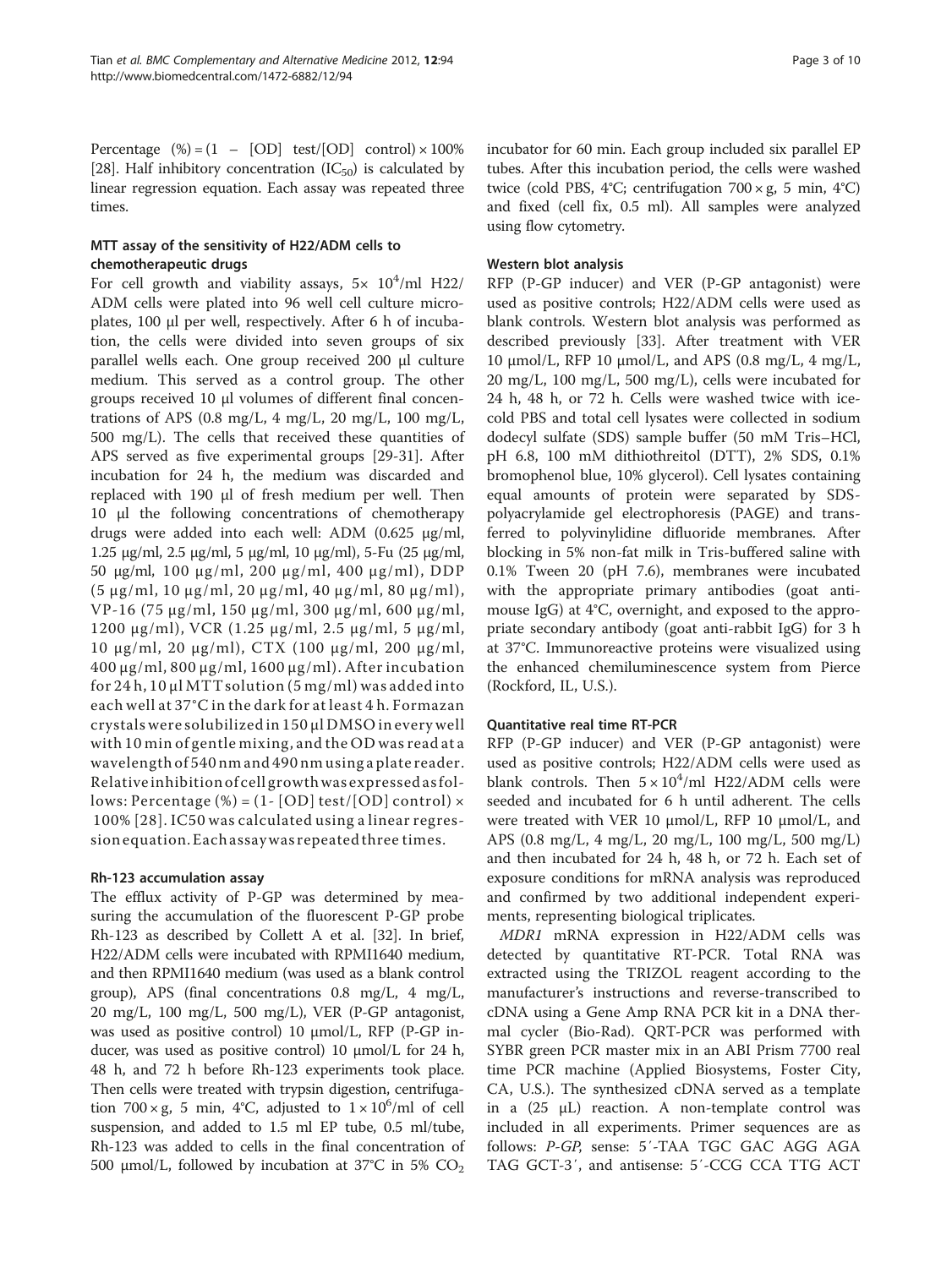Percentage (%) = (1 – [OD] test/[OD] control) × 100% [28]. Half inhibitory concentration ($IC_{50}$) is calculated by linear regression equation. Each assay was repeated three times.

### MTT assay of the sensitivity of H22/ADM cells to chemotherapeutic drugs

For cell growth and viability assays, $5\times 10^4$/ml H22/ADM cells were plated into 96 well cell culture microplates, 100 μl per well, respectively. After 6 h of incubation, the cells were divided into seven groups of six parallel wells each. One group received 200 μl culture medium. This served as a control group. The other groups received 10 μl volumes of different final concentrations of APS (0.8 mg/L, 4 mg/L, 20 mg/L, 100 mg/L, 500 mg/L). The cells that received these quantities of APS served as five experimental groups [29-31]. After incubation for 24 h, the medium was discarded and replaced with 190 μl of fresh medium per well. Then 10 μl the following concentrations of chemotherapy drugs were added into each well: ADM (0.625 μg/ml, 1.25 μg/ml, 2.5 μg/ml, 5 μg/ml, 10 μg/ml), 5-Fu (25 μg/ml, 50 μg/ml, 100 μg/ml, 200 μg/ml, 400 μg/ml), DDP (5 μg/ml, 10 μg/ml, 20 μg/ml, 40 μg/ml, 80 μg/ml), VP-16 (75 μg/ml, 150 μg/ml, 300 μg/ml, 600 μg/ml, 1200 μg/ml), VCR (1.25 μg/ml, 2.5 μg/ml, 5 μg/ml, 10 μg/ml, 20 μg/ml), CTX (100 μg/ml, 200 μg/ml, 400 μg/ml, 800 μg/ml, 1600 μg/ml). After incubation for 24 h, 10 μl MTT solution (5 mg/ml) was added into each well at 37°C in the dark for at least 4 h. Formazan crystals were solubilized in 150 μl DMSO in every well with 10 min of gentle mixing, and the OD was read at a wavelength of 540 nm and 490 nm using a plate reader. Relative inhibition of cell growth was expressed as follows: Percentage (%) = (1- [OD] test/[OD] control) × 100% [28]. IC50 was calculated using a linear regression equation. Each assay was repeated three times.

### Rh-123 accumulation assay

The efflux activity of P-GP was determined by measuring the accumulation of the fluorescent P-GP probe Rh-123 as described by Collett A et al. [32]. In brief, H22/ADM cells were incubated with RPMI1640 medium, and then RPMI1640 medium (was used as a blank control group), APS (final concentrations 0.8 mg/L, 4 mg/L, 20 mg/L, 100 mg/L, 500 mg/L), VER (P-GP antagonist, was used as positive control) 10 μmol/L, RFP (P-GP inducer, was used as positive control) 10 μmol/L for 24 h, 48 h, and 72 h before Rh-123 experiments took place. Then cells were treated with trypsin digestion, centrifugation 700 × g, 5 min, 4°C, adjusted to $1\times 10^6$/ml of cell suspension, and added to 1.5 ml EP tube, 0.5 ml/tube, Rh-123 was added to cells in the final concentration of 500 μmol/L, followed by incubation at 37°C in 5% $CO_2$ incubator for 60 min. Each group included six parallel EP tubes. After this incubation period, the cells were washed twice (cold PBS, 4°C; centrifugation 700 × g, 5 min, 4°C) and fixed (cell fix, 0.5 ml). All samples were analyzed using flow cytometry.

### Western blot analysis

RFP (P-GP inducer) and VER (P-GP antagonist) were used as positive controls; H22/ADM cells were used as blank controls. Western blot analysis was performed as described previously [33]. After treatment with VER 10 μmol/L, RFP 10 μmol/L, and APS (0.8 mg/L, 4 mg/L, 20 mg/L, 100 mg/L, 500 mg/L), cells were incubated for 24 h, 48 h, or 72 h. Cells were washed twice with ice-cold PBS and total cell lysates were collected in sodium dodecyl sulfate (SDS) sample buffer (50 mM Tris–HCl, pH 6.8, 100 mM dithiothreitol (DTT), 2% SDS, 0.1% bromophenol blue, 10% glycerol). Cell lysates containing equal amounts of protein were separated by SDS-polyacrylamide gel electrophoresis (PAGE) and transferred to polyvinylidine difluoride membranes. After blocking in 5% non-fat milk in Tris-buffered saline with 0.1% Tween 20 (pH 7.6), membranes were incubated with the appropriate primary antibodies (goat anti-mouse IgG) at 4°C, overnight, and exposed to the appropriate secondary antibody (goat anti-rabbit IgG) for 3 h at 37°C. Immunoreactive proteins were visualized using the enhanced chemiluminescence system from Pierce (Rockford, IL, U.S.).

### Quantitative real time RT-PCR

RFP (P-GP inducer) and VER (P-GP antagonist) were used as positive controls; H22/ADM cells were used as blank controls. Then $5\times 10^4$/ml H22/ADM cells were seeded and incubated for 6 h until adherent. The cells were treated with VER 10 μmol/L, RFP 10 μmol/L, and APS (0.8 mg/L, 4 mg/L, 20 mg/L, 100 mg/L, 500 mg/L) and then incubated for 24 h, 48 h, or 72 h. Each set of exposure conditions for mRNA analysis was reproduced and confirmed by two additional independent experiments, representing biological triplicates.

*MDR1* mRNA expression in H22/ADM cells was detected by quantitative real-time RT-PCR. Total RNA was extracted using the TRIZOL reagent according to the manufacturer's instructions and reverse-transcribed to cDNA using a Gene Amp RNA PCR kit in a DNA thermal cycler (Bio-Rad). QRT-PCR was performed with SYBR green PCR master mix in an ABI Prism 7700 real time PCR machine (Applied Biosystems, Foster City, CA, U.S.). The synthesized cDNA served as a template in a (25 μL) reaction. A non-template control was included in all experiments. Primer sequences are as follows: *P-GP*, sense: 5′-TAA TGC GAC AGG AGA TAG GCT-3′, and antisense: 5′-CCG CCA TTG ACT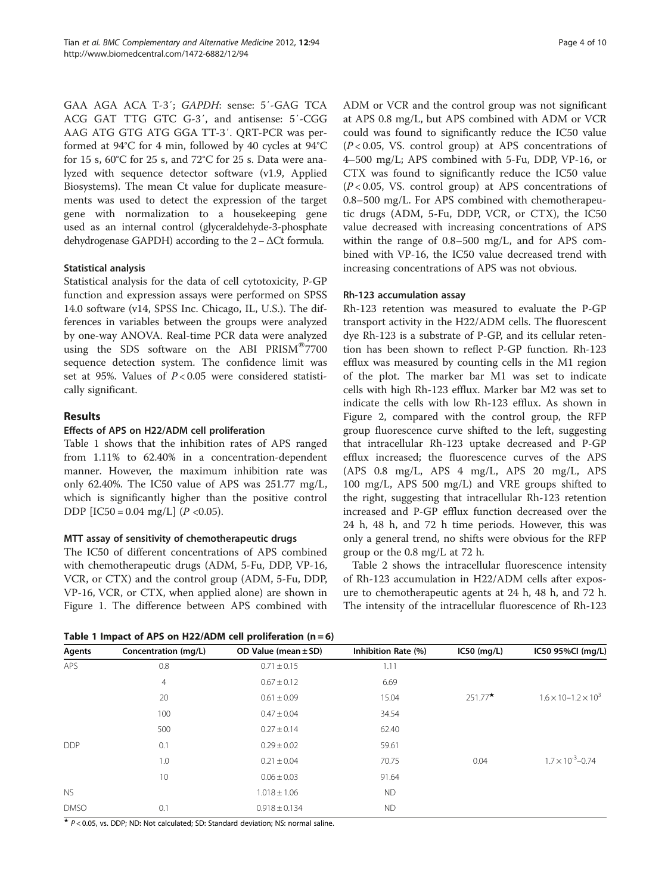GAA AGA ACA T-3′; *GAPDH*: sense: 5′-GAG TCA ACG GAT TTG GTC G-3′, and antisense: 5′-CGG AAG ATG GTG ATG GGA TT-3′. QRT-PCR was performed at 94°C for 4 min, followed by 40 cycles at 94°C for 15 s, 60°C for 25 s, and 72°C for 25 s. Data were analyzed with sequence detector software (v1.9, Applied Biosystems). The mean Ct value for duplicate measurements was used to detect the expression of the target gene with normalization to a housekeeping gene used as an internal control (glyceraldehyde-3-phosphate dehydrogenase GAPDH) according to the $2 - \Delta Ct$ formula.

### Statistical analysis

Statistical analysis for the data of cell cytotoxicity, P-GP function and expression assays were performed on SPSS 14.0 software (v14, SPSS Inc. Chicago, IL, U.S.). The differences in variables between the groups were analyzed by one-way ANOVA. Real-time PCR data were analyzed using the SDS software on the ABI PRISM®7700 sequence detection system. The confidence limit was set at 95%. Values of $P < 0.05$ were considered statistically significant.

## Results

### Effects of APS on H22/ADM cell proliferation

Table 1 shows that the inhibition rates of APS ranged from 1.11% to 62.40% in a concentration-dependent manner. However, the maximum inhibition rate was only 62.40%. The IC50 value of APS was 251.77 mg/L, which is significantly higher than the positive control DDP [IC50 = 0.04 mg/L] ($P < 0.05$).

### MTT assay of sensitivity of chemotherapeutic drugs

The IC50 of different concentrations of APS combined with chemotherapeutic drugs (ADM, 5-Fu, DDP, VP-16, VCR, or CTX) and the control group (ADM, 5-Fu, DDP, VP-16, VCR, or CTX, when applied alone) are shown in Figure 1. The difference between APS combined with ADM or VCR and the control group was not significant at APS 0.8 mg/L, but APS combined with ADM or VCR could was found to significantly reduce the IC50 value ($P < 0.05$, VS. control group) at APS concentrations of 4–500 mg/L; APS combined with 5-Fu, DDP, VP-16, or CTX was found to significantly reduce the IC50 value ($P < 0.05$, VS. control group) at APS concentrations of 0.8–500 mg/L. For APS combined with chemotherapeutic drugs (ADM, 5-Fu, DDP, VCR, or CTX), the IC50 value decreased with increasing concentrations of APS within the range of 0.8–500 mg/L, and for APS combined with VP-16, the IC50 value decreased trend with increasing concentrations of APS was not obvious.

### Rh-123 accumulation assay

Rh-123 retention was measured to evaluate the P-GP transport activity in the H22/ADM cells. The fluorescent dye Rh-123 is a substrate of P-GP, and its cellular retention has been shown to reflect P-GP function. Rh-123 efflux was measured by counting cells in the M1 region of the plot. The marker bar M1 was set to indicate cells with high Rh-123 efflux. Marker bar M2 was set to indicate the cells with low Rh-123 efflux. As shown in Figure 2, compared with the control group, the RFP group fluorescence curve shifted to the left, suggesting that intracellular Rh-123 uptake decreased and P-GP efflux increased; the fluorescence curves of the APS (APS 0.8 mg/L, APS 4 mg/L, APS 20 mg/L, APS 100 mg/L, APS 500 mg/L) and VRE groups shifted to the right, suggesting that intracellular Rh-123 retention increased and P-GP efflux function decreased over the 24 h, 48 h, and 72 h time periods. However, this was only a general trend, no shifts were obvious for the RFP group or the 0.8 mg/L at 72 h.

Table 2 shows the intracellular fluorescence intensity of Rh-123 accumulation in H22/ADM cells after exposure to chemotherapeutic agents at 24 h, 48 h, and 72 h. The intensity of the intracellular fluorescence of Rh-123

**Table 1 Impact of APS on H22/ADM cell proliferation (n = 6)**

| Agents | Concentration (mg/L) | OD Value (mean ± SD) | Inhibition Rate (%) | IC50 (mg/L) | IC50 95%CI (mg/L) |
|---|---|---|---|---|---|
| APS | 0.8 | 0.71 ± 0.15 | 1.11 | | |
| | 4 | 0.67 ± 0.12 | 6.69 | | |
| | 20 | 0.61 ± 0.09 | 15.04 | 251.77★ | $1.6 \times 10–1.2 \times 10^3$ |
| | 100 | 0.47 ± 0.04 | 34.54 | | |
| | 500 | 0.27 ± 0.14 | 62.40 | | |
| DDP | 0.1 | 0.29 ± 0.02 | 59.61 | | |
| | 1.0 | 0.21 ± 0.04 | 70.75 | 0.04 | $1.7 \times 10^{-3}$–0.74 |
| | 10 | 0.06 ± 0.03 | 91.64 | | |
| NS | | 1.018 ± 1.06 | ND | | |
| DMSO | 0.1 | 0.918 ± 0.134 | ND | | |

★ $P < 0.05$, vs. DDP; ND: Not calculated; SD: Standard deviation; NS: normal saline.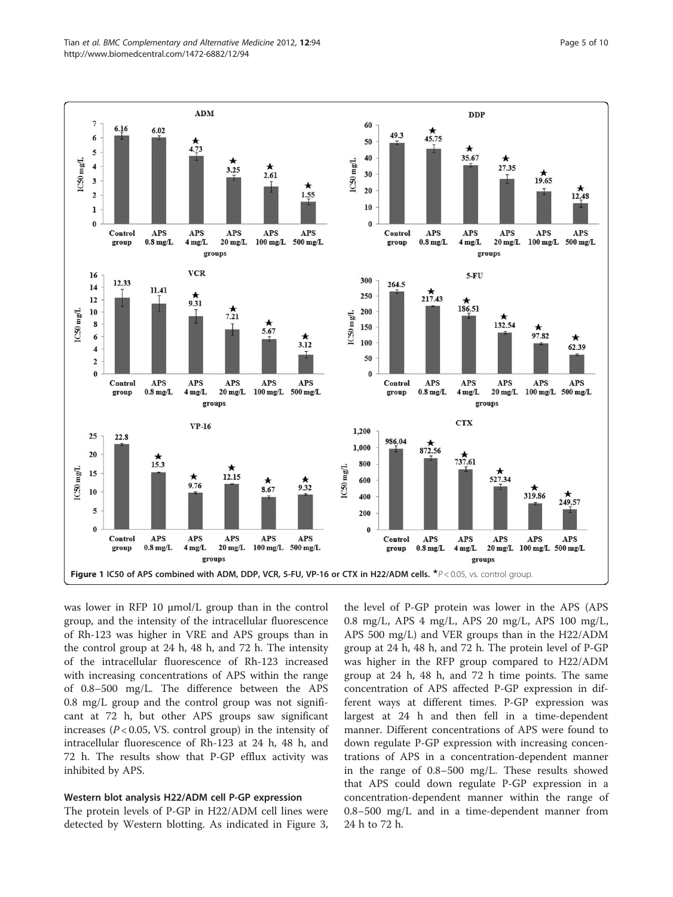Figure 1 IC50 of APS combined with ADM, DDP, VCR, 5-FU, VP-16 or CTX in H22/ADM cells. ★$P < 0.05$, vs. control group.

was lower in RFP 10 μmol/L group than in the control group, and the intensity of the intracellular fluorescence of Rh-123 was higher in VRE and APS groups than in the control group at 24 h, 48 h, and 72 h. The intensity of the intracellular fluorescence of Rh-123 increased with increasing concentrations of APS within the range of 0.8–500 mg/L. The difference between the APS 0.8 mg/L group and the control group was not significant at 72 h, but other APS groups saw significant increases ($P < 0.05$, VS. control group) in the intensity of intracellular fluorescence of Rh-123 at 24 h, 48 h, and 72 h. The results show that P-GP efflux activity was inhibited by APS.

### Western blot analysis H22/ADM cell P-GP expression

The protein levels of P-GP in H22/ADM cell lines were detected by Western blotting. As indicated in Figure 3, the level of P-GP protein was lower in the APS (APS 0.8 mg/L, APS 4 mg/L, APS 20 mg/L, APS 100 mg/L, APS 500 mg/L) and VER groups than in the H22/ADM group at 24 h, 48 h, and 72 h. The protein level of P-GP was higher in the RFP group compared to H22/ADM group at 24 h, 48 h, and 72 h time points. The same concentration of APS affected P-GP expression in different ways at different times. P-GP expression was largest at 24 h and then fell in a time-dependent manner. Different concentrations of APS were found to down regulate P-GP expression with increasing concentrations of APS in a concentration-dependent manner in the range of 0.8–500 mg/L. These results showed that APS could down regulate P-GP expression in a concentration-dependent manner within the range of 0.8–500 mg/L and in a time-dependent manner from 24 h to 72 h.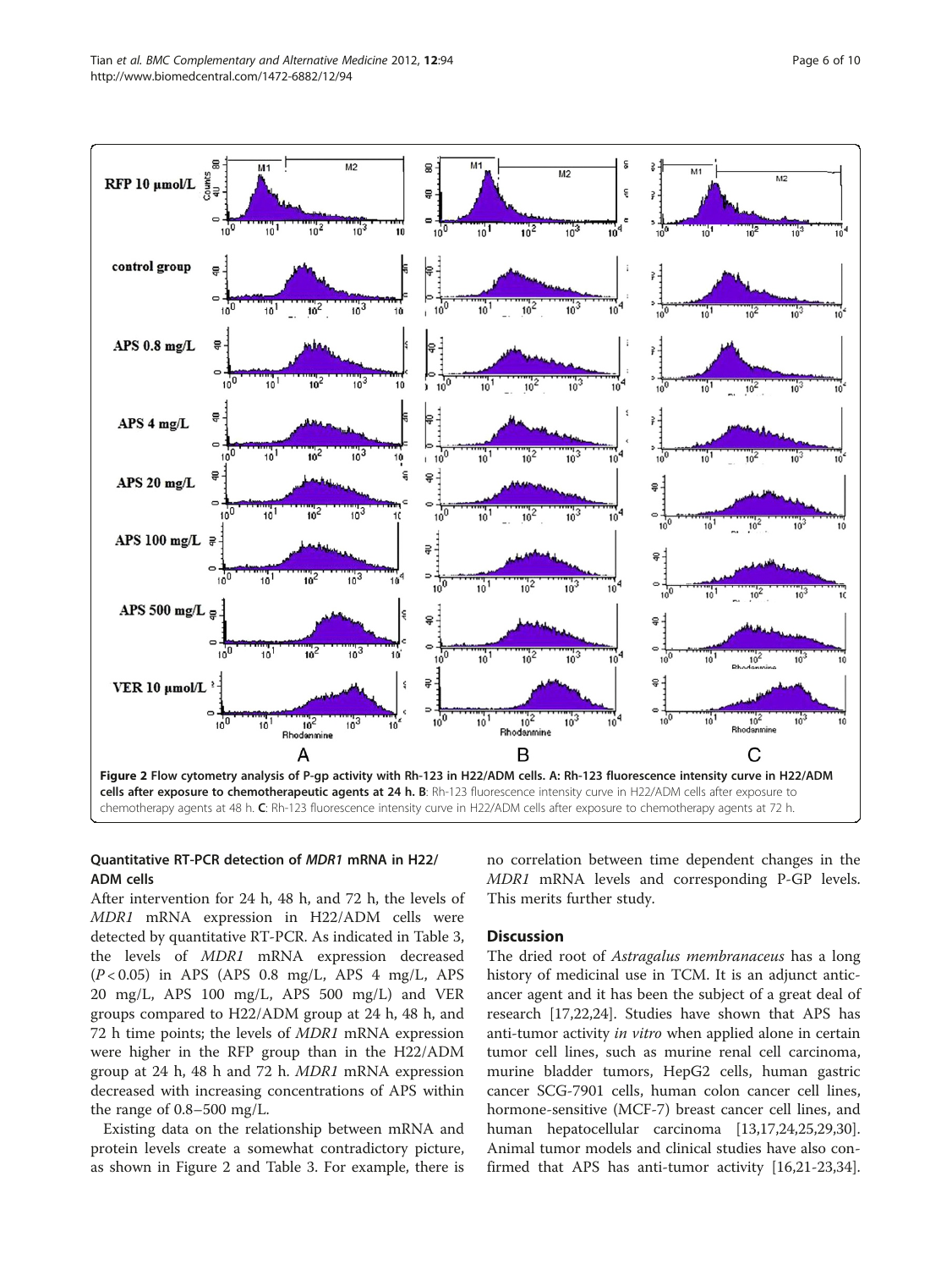**Figure 2 Flow cytometry analysis of P-gp activity with Rh-123 in H22/ADM cells. A: Rh-123 fluorescence intensity curve in H22/ADM cells after exposure to chemotherapeutic agents at 24 h. B**: Rh-123 fluorescence intensity curve in H22/ADM cells after exposure to chemotherapy agents at 48 h. **C**: Rh-123 fluorescence intensity curve in H22/ADM cells after exposure to chemotherapy agents at 72 h.

### Quantitative RT-PCR detection of *MDR1* mRNA in H22/ADM cells

After intervention for 24 h, 48 h, and 72 h, the levels of *MDR1* mRNA expression in H22/ADM cells were detected by quantitative RT-PCR. As indicated in Table 3, the levels of *MDR1* mRNA expression decreased ($P < 0.05$) in APS (APS 0.8 mg/L, APS 4 mg/L, APS 20 mg/L, APS 100 mg/L, APS 500 mg/L) and VER groups compared to H22/ADM group at 24 h, 48 h, and 72 h time points; the levels of *MDR1* mRNA expression were higher in the RFP group than in the H22/ADM group at 24 h, 48 h and 72 h. *MDR1* mRNA expression decreased with increasing concentrations of APS within the range of 0.8–500 mg/L.

Existing data on the relationship between mRNA and protein levels create a somewhat contradictory picture, as shown in Figure 2 and Table 3. For example, there is no correlation between time dependent changes in the *MDR1* mRNA levels and corresponding P-GP levels. This merits further study.

## Discussion

The dried root of *Astragalus membranaceus* has a long history of medicinal use in TCM. It is an adjunct anticancer agent and it has been the subject of a great deal of research [17,22,24]. Studies have shown that APS has anti-tumor activity *in vitro* when applied alone in certain tumor cell lines, such as murine renal cell carcinoma, murine bladder tumors, HepG2 cells, human gastric cancer SCG-7901 cells, human colon cancer cell lines, hormone-sensitive (MCF-7) breast cancer cell lines, and human hepatocellular carcinoma [13,17,24,25,29,30]. Animal tumor models and clinical studies have also confirmed that APS has anti-tumor activity [16,21-23,34].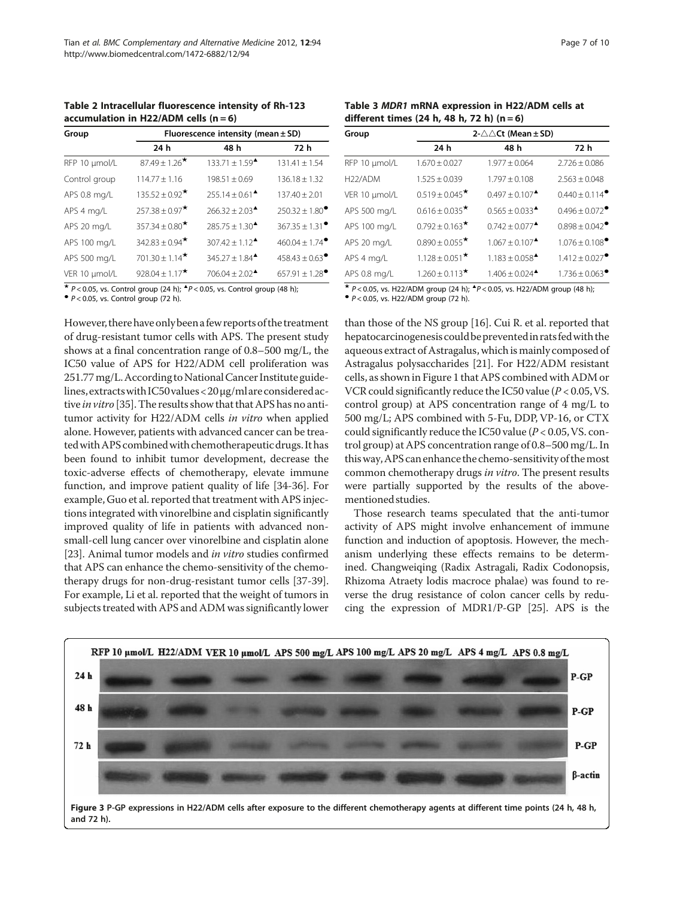**Table 2 Intracellular fluorescence intensity of Rh-123 accumulation in H22/ADM cells (n = 6)**

| Group | Fluorescence intensity (mean ± SD) | | |
|---|---|---|---|
| | 24 h | 48 h | 72 h |
| RFP 10 μmol/L | 87.49 ± 1.26★ | 133.71 ± 1.59▲ | 131.41 ± 1.54 |
| Control group | 114.77 ± 1.16 | 198.51 ± 0.69 | 136.18 ± 1.32 |
| APS 0.8 mg/L | 135.52 ± 0.92★ | 255.14 ± 0.61▲ | 137.40 ± 2.01 |
| APS 4 mg/L | 257.38 ± 0.97★ | 266.32 ± 2.03▲ | 250.32 ± 1.80● |
| APS 20 mg/L | 357.34 ± 0.80★ | 285.75 ± 1.30▲ | 367.35 ± 1.31● |
| APS 100 mg/L | 342.83 ± 0.94★ | 307.42 ± 1.12▲ | 460.04 ± 1.74● |
| APS 500 mg/L | 701.30 ± 1.14★ | 345.27 ± 1.84▲ | 458.43 ± 0.63● |
| VER 10 μmol/L | 928.04 ± 1.17★ | 706.04 ± 2.02▲ | 657.91 ± 1.28● |

★ $P < 0.05$, vs. Control group (24 h); ▲$P < 0.05$, vs. Control group (48 h);
● $P < 0.05$, vs. Control group (72 h).

**Table 3 *MDR1* mRNA expression in H22/ADM cells at different times (24 h, 48 h, 72 h) (n = 6)**

| Group | 2-△△Ct (Mean ± SD) | | |
|---|---|---|---|
| | 24 h | 48 h | 72 h |
| RFP 10 μmol/L | 1.670 ± 0.027 | 1.977 ± 0.064 | 2.726 ± 0.086 |
| H22/ADM | 1.525 ± 0.039 | 1.797 ± 0.108 | 2.563 ± 0.048 |
| VER 10 μmol/L | 0.519 ± 0.045★ | 0.497 ± 0.107▲ | 0.440 ± 0.114● |
| APS 500 mg/L | 0.616 ± 0.035★ | 0.565 ± 0.033▲ | 0.496 ± 0.072● |
| APS 100 mg/L | 0.792 ± 0.163★ | 0.742 ± 0.077▲ | 0.898 ± 0.042● |
| APS 20 mg/L | 0.890 ± 0.055★ | 1.067 ± 0.107▲ | 1.076 ± 0.108● |
| APS 4 mg/L | 1.128 ± 0.051★ | 1.183 ± 0.058▲ | 1.412 ± 0.027● |
| APS 0.8 mg/L | 1.260 ± 0.113★ | 1.406 ± 0.024▲ | 1.736 ± 0.063● |

★ $P < 0.05$, vs. H22/ADM group (24 h); ▲$P < 0.05$, vs. H22/ADM group (48 h);
● $P < 0.05$, vs. H22/ADM group (72 h).

However, there have only been a few reports of the treatment of drug-resistant tumor cells with APS. The present study shows at a final concentration range of 0.8–500 mg/L, the IC50 value of APS for H22/ADM cell proliferation was 251.77 mg/L. According to National Cancer Institute guidelines, extracts with IC50 values < 20 μg/ml are considered active *in vitro* [35]. The results show that that APS has no antitumor activity for H22/ADM cells *in vitro* when applied alone. However, patients with advanced cancer can be treated with APS combined with chemotherapeutic drugs. It has been found to inhibit tumor development, decrease the toxic-adverse effects of chemotherapy, elevate immune function, and improve patient quality of life [34-36]. For example, Guo et al. reported that treatment with APS injections integrated with vinorelbine and cisplatin significantly improved quality of life in patients with advanced non-small-cell lung cancer over vinorelbine and cisplatin alone [23]. Animal tumor models and *in vitro* studies confirmed that APS can enhance the chemo-sensitivity of the chemotherapy drugs for non-drug-resistant tumor cells [37-39]. For example, Li et al. reported that the weight of tumors in subjects treated with APS and ADM was significantly lower than those of the NS group [16]. Cui R. et al. reported that hepatocarcinogenesis could be prevented in rats fed with the aqueous extract of Astragalus, which is mainly composed of Astragalus polysaccharides [21]. For H22/ADM resistant cells, as shown in Figure 1 that APS combined with ADM or VCR could significantly reduce the IC50 value ($P < 0.05$, VS. control group) at APS concentration range of 4 mg/L to 500 mg/L; APS combined with 5-Fu, DDP, VP-16, or CTX could significantly reduce the IC50 value ($P < 0.05$, VS. control group) at APS concentration range of 0.8–500 mg/L. In this way, APS can enhance the chemo-sensitivity of the most common chemotherapy drugs *in vitro*. The present results were partially supported by the results of the above-mentioned studies.

Those research teams speculated that the anti-tumor activity of APS might involve enhancement of immune function and induction of apoptosis. However, the mechanism underlying these effects remains to be determined. Changweiqing (Radix Astragali, Radix Codonopsis, Rhizoma Atraety lodis macroce phalae) was found to reverse the drug resistance of colon cancer cells by reducing the expression of MDR1/P-GP [25]. APS is the

**Figure 3** P-GP expressions in H22/ADM cells after exposure to the different chemotherapy agents at different time points (24 h, 48 h, and 72 h).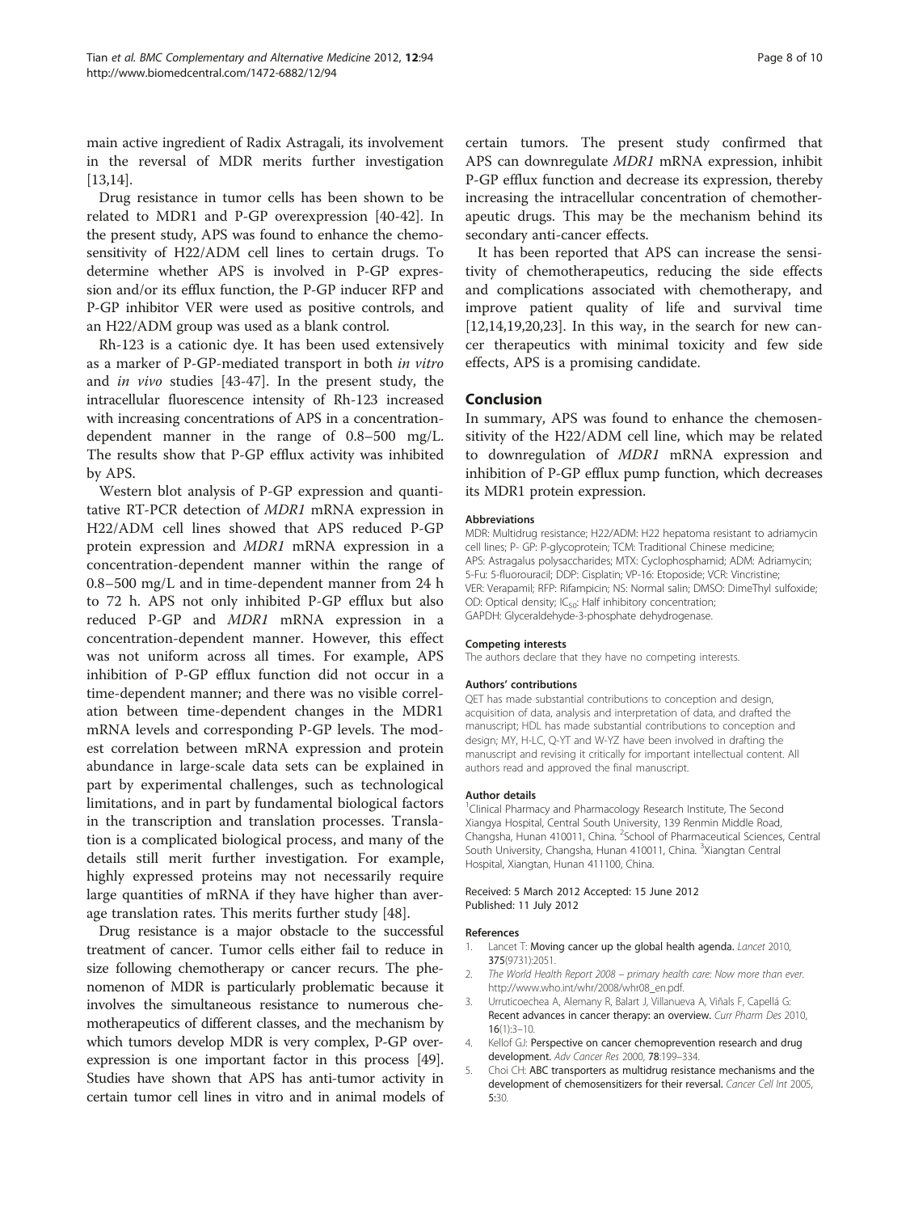main active ingredient of Radix Astragali, its involvement in the reversal of MDR merits further investigation [13,14].

Drug resistance in tumor cells has been shown to be related to MDR1 and P-GP overexpression [40-42]. In the present study, APS was found to enhance the chemosensitivity of H22/ADM cell lines to certain drugs. To determine whether APS is involved in P-GP expression and/or its efflux function, the P-GP inducer RFP and P-GP inhibitor VER were used as positive controls, and an H22/ADM group was used as a blank control.

Rh-123 is a cationic dye. It has been used extensively as a marker of P-GP-mediated transport in both *in vitro* and *in vivo* studies [43-47]. In the present study, the intracellular fluorescence intensity of Rh-123 increased with increasing concentrations of APS in a concentration-dependent manner in the range of 0.8–500 mg/L. The results show that P-GP efflux activity was inhibited by APS.

Western blot analysis of P-GP expression and quantitative RT-PCR detection of *MDR1* mRNA expression in H22/ADM cell lines showed that APS reduced P-GP protein expression and *MDR1* mRNA expression in a concentration-dependent manner within the range of 0.8–500 mg/L and in time-dependent manner from 24 h to 72 h. APS not only inhibited P-GP efflux but also reduced P-GP and *MDR1* mRNA expression in a concentration-dependent manner. However, this effect was not uniform across all times. For example, APS inhibition of P-GP efflux function did not occur in a time-dependent manner; and there was no visible correlation between time-dependent changes in the MDR1 mRNA levels and corresponding P-GP levels. The modest correlation between mRNA expression and protein abundance in large-scale data sets can be explained in part by experimental challenges, such as technological limitations, and in part by fundamental biological factors in the transcription and translation processes. Translation is a complicated biological process, and many of the details still merit further investigation. For example, highly expressed proteins may not necessarily require large quantities of mRNA if they have higher than average translation rates. This merits further study [48].

Drug resistance is a major obstacle to the successful treatment of cancer. Tumor cells either fail to reduce in size following chemotherapy or cancer recurs. The phenomenon of MDR is particularly problematic because it involves the simultaneous resistance to numerous chemotherapeutics of different classes, and the mechanism by which tumors develop MDR is very complex, P-GP overexpression is one important factor in this process [49]. Studies have shown that APS has anti-tumor activity in certain tumor cell lines in vitro and in animal models of certain tumors. The present study confirmed that APS can downregulate *MDR1* mRNA expression, inhibit P-GP efflux function and decrease its expression, thereby increasing the intracellular concentration of chemotherapeutic drugs. This may be the mechanism behind its secondary anti-cancer effects.

It has been reported that APS can increase the sensitivity of chemotherapeutics, reducing the side effects and complications associated with chemotherapy, and improve patient quality of life and survival time [12,14,19,20,23]. In this way, in the search for new cancer therapeutics with minimal toxicity and few side effects, APS is a promising candidate.

## Conclusion

In summary, APS was found to enhance the chemosensitivity of the H22/ADM cell line, which may be related to downregulation of *MDR1* mRNA expression and inhibition of P-GP efflux pump function, which decreases its MDR1 protein expression.

#### Abbreviations

MDR: Multidrug resistance; H22/ADM: H22 hepatoma resistant to adriamycin cell lines; P- GP: P-glycoprotein; TCM: Traditional Chinese medicine; APS: Astragalus polysaccharides; MTX: Cyclophosphamid; ADM: Adriamycin; 5-Fu: 5-fluorouracil; DDP: Cisplatin; VP-16: Etoposide; VCR: Vincristine; VER: Verapamil; RFP: Rifampicin; NS: Normal salin; DMSO: DimeThyl sulfoxide; OD: Optical density; $IC_{50}$: Half inhibitory concentration; GAPDH: Glyceraldehyde-3-phosphate dehydrogenase.

#### Competing interests

The authors declare that they have no competing interests.

#### Authors' contributions

QET has made substantial contributions to conception and design, acquisition of data, analysis and interpretation of data, and drafted the manuscript; HDL has made substantial contributions to conception and design; MY, H-LC, Q-YT and W-YZ have been involved in drafting the manuscript and revising it critically for important intellectual content. All authors read and approved the final manuscript.

#### Author details

[1]Clinical Pharmacy and Pharmacology Research Institute, The Second Xiangya Hospital, Central South University, 139 Renmin Middle Road, Changsha, Hunan 410011, China. [2]School of Pharmaceutical Sciences, Central South University, Changsha, Hunan 410011, China. [3]Xiangtan Central Hospital, Xiangtan, Hunan 411100, China.

Received: 5 March 2012 Accepted: 15 June 2012
Published: 11 July 2012

#### References

1. Lancet T: **Moving cancer up the global health agenda.** *Lancet* 2010, **375**(9731):2051.
2. *The World Health Report 2008 – primary health care: Now more than ever.* http://www.who.int/whr/2008/whr08_en.pdf.
3. Urruticoechea A, Alemany R, Balart J, Villanueva A, Viñals F, Capellá G: **Recent advances in cancer therapy: an overview.** *Curr Pharm Des* 2010, **16**(1):3–10.
4. Kellof GJ: **Perspective on cancer chemoprevention research and drug development.** *Adv Cancer Res* 2000, **78**:199–334.
5. Choi CH: **ABC transporters as multidrug resistance mechanisms and the development of chemosensitizers for their reversal.** *Cancer Cell Int* 2005, **5**:30.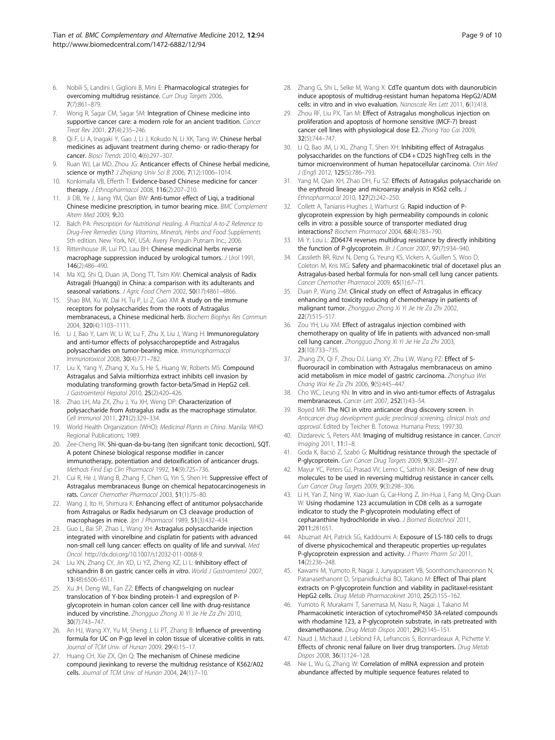6. Nobili S, Landini I, Giglioni B, Mini E: **Pharmacological strategies for overcoming multidrug resistance.** *Curr Drug Targets* 2006, **7**(7):861–879.
7. Wong R, Sagar CM, Sagar SM: **Integration of Chinese medicine into supportive cancer care: a modern role for an ancient tradition.** *Cancer Treat Rev* 2001, **27**(4):235–246.
8. Qi F, Li A, Inagaki Y, Gao J, Li J, Kokudo N, Li XK, Tang W: **Chinese herbal medicines as adjuvant treatment during chemo- or radio-therapy for cancer.** *Biosci Trends* 2010, **4**(6):297–307.
9. Ruan WJ, Lai MD, Zhou JG: **Anticancer effects of Chinese herbal medicine, science or myth?** *J Zhejiang Univ Sci B* 2006, **7**(12):1006–1014.
10. Konkimalla VB, Efferth T: **Evidence-based Chinese medicine for cancer therapy.** *J Ethnopharmacol* 2008, **116**(2):207–210.
11. Ji DB, Ye J, Jiang YM, Qian BW: **Anti-tumor effect of Liqi, a traditional Chinese medicine prescription, in tumor bearing mice.** *BMC Complement Altern Med* 2009, **9**:20.
12. Balch PA: *Prescription for Nutritional Healing, A Practical A-to-Z Reference to Drug-Free Remedies Using Vitamins, Minerals, Herbs and Food Supplements.* 5th edition. New York, NY, USA: Avery Penguin Putnam Inc.; 2006.
13. Rittenhouse JR, Lui PD, Lau BH: **Chinese medicinal herbs reverse macrophage suppression induced by urological tumors.** *J Urol* 1991, **146**(2):486–490.
14. Ma XQ, Shi Q, Duan JA, Dong TT, Tsim KW: **Chemical analysis of Radix Astragali (Huangqi) in China: a comparison with its adulterants and seasonal variations.** *J Agric Food Chem* 2002, **50**(17):4861–4866.
15. Shao BM, Xu W, Dai H, Tu P, Li Z, Gao XM: **A study on the immune receptors for polysaccharides from the roots of Astragalus membranaceus, a Chinese medicinal herb.** *Biochem Biophys Res Commun* 2004, **320**(4):1103–1111.
16. Li J, Bao Y, Lam W, Li W, Lu F, Zhu X, Liu J, Wang H: **Immunoregulatory and anti-tumor effects of polysaccharopeptide and Astragalus polysaccharides on tumor-bearing mice.** *Immunopharmacol Immunotoxicol* 2008, **30**(4):771–782.
17. Liu X, Yang Y, Zhang X, Xu S, He S, Huang W, Roberts MS: **Compound Astragalus and Salvia miltiorrhiza extract inhibits cell invasion by modulating transforming growth factor-beta/Smad in HepG2 cell.** *J Gastroenterol Hepatol* 2010, **25**(2):420–426.
18. Zhao LH, Ma ZX, Zhu J, Yu XH, Weng DP: **Characterization of polysaccharide from Astragalus radix as the macrophage stimulator.** *Cell Immunol* 2011, **271**(2):329–334.
19. World Health Organization (WHO): *Medicinal Plants in China*. Manila: WHO Regional Publications; 1989.
20. Zee-Cheng RK: **Shi-quan-da-bu-tang (ten signifcant tonic decoction), SQT. A potent Chinese biological response modifier in cancer immunotherapy, potentiation and detoxification of anticancer drugs.** *Methods Find Exp Clin Pharmacol* 1992, **14**(9):725–736.
21. Cui R, He J, Wang B, Zhang F, Chen G, Yin S, Shen H: **Suppressive effect of Astragalus membranaceus Bunge on chemical hepatocarcinogenesis in rats.** *Cancer Chemother Pharmacol* 2003, **51**(1):75–80.
22. Wang J, Ito H, Shimura K: **Enhancing effect of antitumor polysaccharide from Astragalus or Radix hedysarum on C3 cleavage production of macrophages in mice.** *Jpn J Pharmacol* 1989, **51**(3):432–434.
23. Guo L, Bai SP, Zhao L, Wang XH: **Astragalus polysaccharide injection integrated with vinorelbine and cisplatin for patients with advanced non-small cell lung cancer: effects on quality of life and survival.** *Med Oncol.* http://dx.doi.org/10.1007/s12032-011-0068-9.
24. Liu XN, Zhang CY, Jin XD, Li YZ, Zheng XZ, Li L: **Inhibitory effect of schisandrin B on gastric cancer cells *in vitro*.** *World J Gastroenterol* 2007, **13**(48):6506–6511.
25. Xu JH, Deng WL, Fan ZZ: **Effects of changwelqing on nuclear translocation of Y-box binding protein-1 and expreslon of P-glycoprotein in human colon cancer cell line with drug-resistance induced by vincristine.** *Zhongguo Zhong Xi Yi Jie He Za Zhi* 2010, **30**(7):743–747.
26. An HJ, Wang XY, Yu M, Sheng J, Li PT, Zhang B: **Influence of preventing formula for UC on P-gp level in colon tissue of ulcerative colitis in rats.** *Journal of TCM Univ. of Hunan* 2009, **29**(4):15–17.
27. Huang CH, Xie ZX, Qin Q: **The mechanism of Chinese medicine compound jiexinkang to reverse the multidrug resistance of K562/A02 cells.** *Journal of TCM Univ. of Hunan* 2004, **24**(1):7–10.
28. Zhang G, Shi L, Selke M, Wang X: **CdTe quantum dots with daunorubicin induce apoptosis of multidrug-resistant human hepatoma HepG2/ADM cells: in vitro and in vivo evaluation.** *Nanoscale Res Lett* 2011, **6**(1):418.
29. Zhou RF, Liu PX, Tan M: **Effect of Astragalus mongholicus injection on proliferation and apoptosis of hormone sensitive (MCF-7) breast cancer cell lines with physiological dose E2.** *Zhong Yao Cai* 2009, **32**(5):744–747.
30. Li Q, Bao JM, Li XL, Zhang T, Shen XH: **Inhibiting effect of Astragalus polysaccharides on the functions of CD4 + CD25 highTreg cells in the tumor microenvironment of human hepatocellular carcinoma.** *Chin Med J (Engl)* 2012, **125**(5):786–793.
31. Yang M, Qian XH, Zhao DH, Fu SZ: **Effects of Astragalus polysaccharide on the erythroid lineage and microarray analysis in K562 cells.** *J Ethnopharmacol* 2010, **127**(2):242–250.
32. Collett A, Tanianis-Hughes J, Warhurst G: **Rapid induction of P-glycoprotein expression by high permeability compounds in colonic cells in vitro: a possible source of transporter mediated drug interactions?** *Biochem Pharmacol* 2004, **68**(4):783–790.
33. Mi Y, Lou L: **ZD6474 reverses multidrug resistance by directly inhibiting the function of P-glycoprotein.** *Br J Cancer* 2007, **97**(7):934–940.
34. Cassileth BR, Rizvi N, Deng G, Yeung KS, Vickers A, Guillen S, Woo D, Coleton M, Kris MG: **Safety and pharmacokinetic trial of docetaxel plus an Astragalus-based herbal formula for non-small cell lung cancer patients.** *Cancer Chemother Pharmacol* 2009, **65**(1):67–71.
35. Duan P, Wang ZM: **Clinical study on effect of Astragalus in efficacy enhancing and toxicity reducing of chemotherapy in patients of malignant tumor.** *Zhongguo Zhong Xi Yi Jie He Za Zhi* 2002, **22**(7):515–517.
36. Zou YH, Liu XM: **Effect of astragalus injection combined with chemotherapy on quality of life in patients with advanced non-small cell lung cancer.** *Zhongguo Zhong Xi Yi Jie He Za Zhi* 2003, **23**(10):733–735.
37. Zhang ZX, Qi F, Zhou DJ, Liang XY, Zhu LW, Wang PZ: **Effect of 5-fluorouracil in combination with Astragalus membranaceus on amino acid metabolism in mice model of gastric carcinoma.** *Zhonghua Wei Chang Wai Ke Za Zhi* 2006, **9**(5):445–447.
38. Cho WC, Leung KN: **In vitro and in vivo anti-tumor effects of Astragalus membranaceus.** *Cancer Lett* 2007, **252**(1):43–54.
39. Boyed MR: **The NCI in vitro anticancer drug discovery screen**. In *Anticancer drug development guide; preclinical screening, clinical trials and approval*. Edited by Teicher B. Totowa: Humana Press; 1997:30.
40. Dizdarevic S, Peters AM: **Imaging of multidrug resistance in cancer.** *Cancer Imaging* 2011, **11**:1–8.
41. Goda K, Bacsó Z, Szabó G: **Multidrug resistance through the spectacle of P-glycoprotein.** *Curr Cancer Drug Targets* 2009, **9**(3):281–297.
42. Mayur YC, Peters GJ, Prasad VV, Lemo C, Sathish NK: **Design of new drug molecules to be used in reversing multidrug resistance in cancer cells.** *Curr Cancer Drug Targets* 2009, **9**(3):298–306.
43. Li H, Yan Z, Ning W, Xiao-Juan G, Cai-Hong Z, Jin-Hua J, Fang M, Qing-Duan W: **Using rhodamine 123 accumulation in CD8 cells as a surrogate indicator to study the P-glycoprotein modulating effect of cepharanthine hydrochloride in vivo.** *J Biomed Biotechnol* 2011, **2011**:281651.
44. Abuznait AH, Patrick SG, Kaddoumi A: **Exposure of LS-180 cells to drugs of diverse physicochemical and therapeutic properties up-regulates P-glycoprotein expression and activity.** *J Pharm Pharm Sci* 2011, **14**(2):236–248.
45. Kawami M, Yumoto R, Nagai J, Junyaprasert VB, Soonthornchareonnon N, Patanasethanont D, Sripanidkulchai BO, Takano M: **Effect of Thai plant extracts on P-glycoprotein function and viability in paclitaxel-resistant HepG2 cells.** *Drug Metab Pharmacokinet* 2010, **25**(2):155–162.
46. Yumoto R, Murakami T, Sanemasa M, Nasu R, Nagai J, Takano M: **Pharmacokinetic interaction of cytochromeP450 3A-related compounds with rhodamine 123, a P-glycoprotein substrate, in rats pretreated with dexamethasone.** *Drug Metab Dispos* 2001, **29**(2):145–151.
47. Naud J, Michaud J, Leblond FA, Lefrancois S, Bonnardeaux A, Pichette V: **Effects of chronic renal failure on liver drug transporters.** *Drug Metab Dispos* 2008, **36**(1):124–128.
48. Nie L, Wu G, Zhang W: **Correlation of mRNA expression and protein abundance affected by multiple sequence features related to**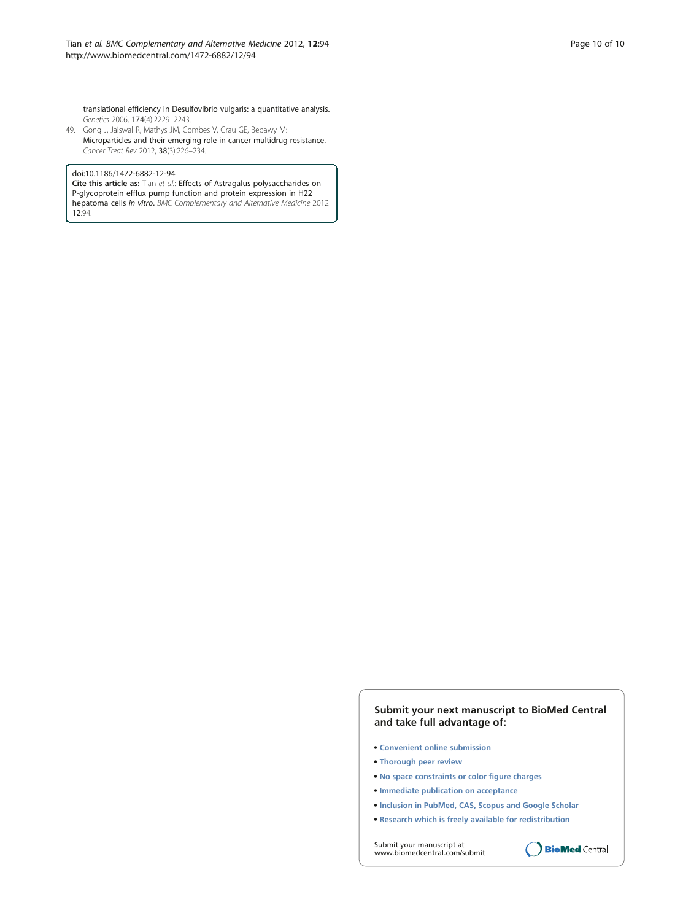translational efficiency in Desulfovibrio vulgaris: a quantitative analysis. *Genetics* 2006, **174**(4):2229–2243.

49. Gong J, Jaiswal R, Mathys JM, Combes V, Grau GE, Bebawy M: Microparticles and their emerging role in cancer multidrug resistance. *Cancer Treat Rev* 2012, **38**(3):226–234.

doi:10.1186/1472-6882-12-94

**Cite this article as:** Tian *et al.*: Effects of Astragalus polysaccharides on P-glycoprotein efflux pump function and protein expression in H22 hepatoma cells *in vitro*. *BMC Complementary and Alternative Medicine* 2012 **12**:94.

**Submit your next manuscript to BioMed Central and take full advantage of:**

- **Convenient online submission**
- **Thorough peer review**
- **No space constraints or color figure charges**
- **Immediate publication on acceptance**
- **Inclusion in PubMed, CAS, Scopus and Google Scholar**
- **Research which is freely available for redistribution**

Submit your manuscript at www.biomedcentral.com/submit

BioMed Central